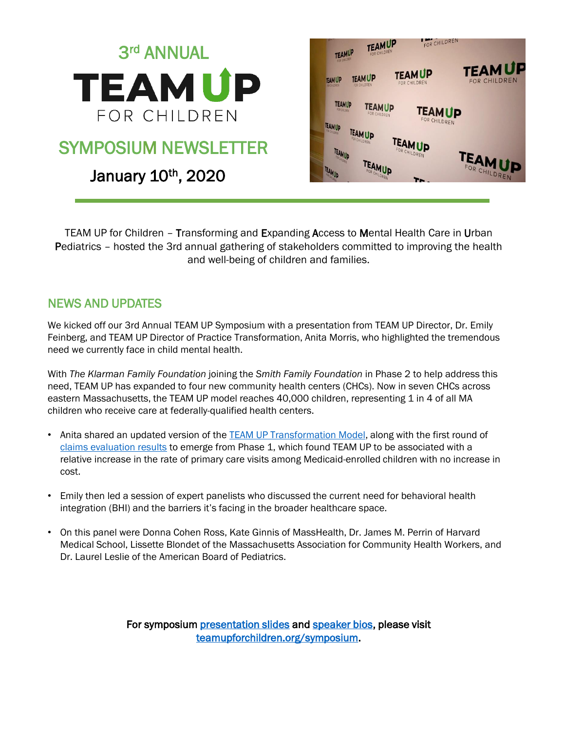# 3rd ANNUAL TEAM UP FOR CHILDREN

## SYMPOSIUM NEWSLETTER

**January 10th, 2020**

TEAM UP for Children – **T**ransforming and **E**xpanding **A**ccess to **M**ental Health Care in **U**rban **P**ediatrics – hosted the 3rd annual gathering of stakeholders committed to improving the health and well-being of children and families.

## NEWS AND UPDATES

We kicked off our 3rd Annual TEAM UP Symposium with a presentation from TEAM UP Director, Dr. Emily Feinberg, and TEAM UP Director of Practice Transformation, Anita Morris, who highlighted the tremendous need we currently face in child mental health.

With *The Klarman Family Foundation* joining the *Smith Family Foundation* in Phase 2 to help address this need, TEAM UP has expanded to four new community health centers (CHCs). Now in seven CHCs across eastern Massachusetts, the TEAM UP model reaches 40,000 children, representing 1 in 4 of all MA children who receive care at federally-qualified health centers.

- Anita shared an updated version of the TEAM UP Transformation Model, along with the first round of claims evaluation results to emerge from Phase 1, which found TEAM UP to be associated with a relative increase in the rate of primary care visits among Medicaid-enrolled children with no increase in cost.
- Emily then led a session of expert panelists who discussed the current need for behavioral health integration (BHI) and the barriers it's facing in the broader healthcare space.
- On this panel were Donna Cohen Ross, Kate Ginnis of MassHealth, Dr. James M. Perrin of Harvard Medical School, Lissette Blondet of the Massachusetts Association for Community Health Workers, and Dr. Laurel Leslie of the American Board of Pediatrics.

**For symposium presentation slides and speaker bios, please visit teamupforchildren.org/symposium.**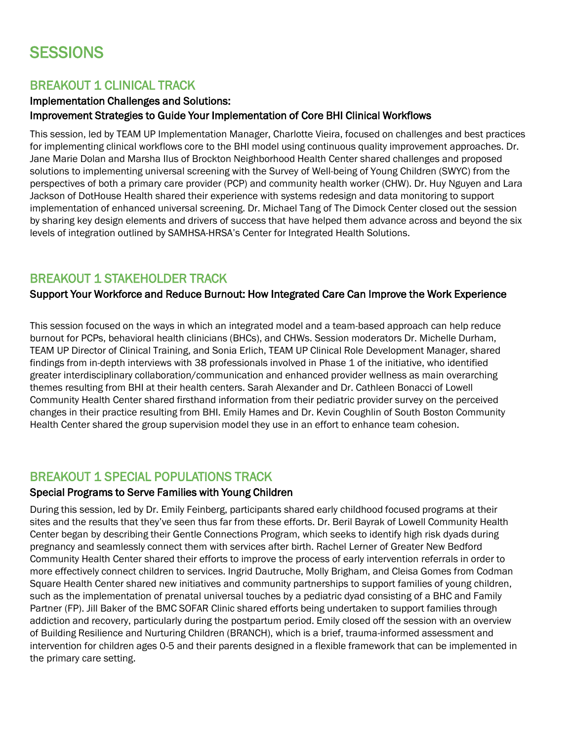# SESSIONS

## BREAKOUT 1 CLINICAL TRACK

### Implementation Challenges and Solutions:
### Improvement Strategies to Guide Your Implementation of Core BHI Clinical Workflows

This session, led by TEAM UP Implementation Manager, Charlotte Vieira, focused on challenges and best practices for implementing clinical workflows core to the BHI model using continuous quality improvement approaches. Dr. Jane Marie Dolan and Marsha Ilus of Brockton Neighborhood Health Center shared challenges and proposed solutions to implementing universal screening with the Survey of Well-being of Young Children (SWYC) from the perspectives of both a primary care provider (PCP) and community health worker (CHW). Dr. Huy Nguyen and Lara Jackson of DotHouse Health shared their experience with systems redesign and data monitoring to support implementation of enhanced universal screening. Dr. Michael Tang of The Dimock Center closed out the session by sharing key design elements and drivers of success that have helped them advance across and beyond the six levels of integration outlined by SAMHSA-HRSA's Center for Integrated Health Solutions.

## BREAKOUT 1 STAKEHOLDER TRACK

### Support Your Workforce and Reduce Burnout: How Integrated Care Can Improve the Work Experience

This session focused on the ways in which an integrated model and a team-based approach can help reduce burnout for PCPs, behavioral health clinicians (BHCs), and CHWs. Session moderators Dr. Michelle Durham, TEAM UP Director of Clinical Training, and Sonia Erlich, TEAM UP Clinical Role Development Manager, shared findings from in-depth interviews with 38 professionals involved in Phase 1 of the initiative, who identified greater interdisciplinary collaboration/communication and enhanced provider wellness as main overarching themes resulting from BHI at their health centers. Sarah Alexander and Dr. Cathleen Bonacci of Lowell Community Health Center shared firsthand information from their pediatric provider survey on the perceived changes in their practice resulting from BHI. Emily Hames and Dr. Kevin Coughlin of South Boston Community Health Center shared the group supervision model they use in an effort to enhance team cohesion.

## BREAKOUT 1 SPECIAL POPULATIONS TRACK

### Special Programs to Serve Families with Young Children

During this session, led by Dr. Emily Feinberg, participants shared early childhood focused programs at their sites and the results that they've seen thus far from these efforts. Dr. Beril Bayrak of Lowell Community Health Center began by describing their Gentle Connections Program, which seeks to identify high risk dyads during pregnancy and seamlessly connect them with services after birth. Rachel Lerner of Greater New Bedford Community Health Center shared their efforts to improve the process of early intervention referrals in order to more effectively connect children to services. Ingrid Dautruche, Molly Brigham, and Cleisa Gomes from Codman Square Health Center shared new initiatives and community partnerships to support families of young children, such as the implementation of prenatal universal touches by a pediatric dyad consisting of a BHC and Family Partner (FP). Jill Baker of the BMC SOFAR Clinic shared efforts being undertaken to support families through addiction and recovery, particularly during the postpartum period. Emily closed off the session with an overview of Building Resilience and Nurturing Children (BRANCH), which is a brief, trauma-informed assessment and intervention for children ages 0-5 and their parents designed in a flexible framework that can be implemented in the primary care setting.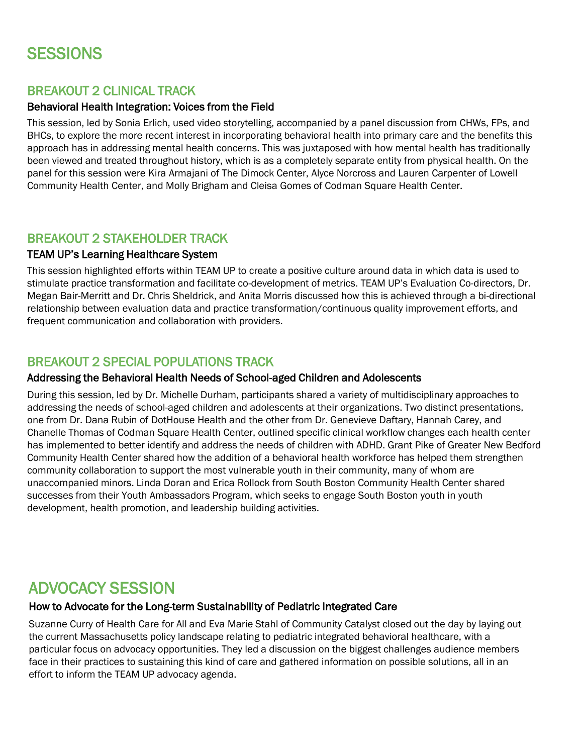# SESSIONS

## BREAKOUT 2 CLINICAL TRACK

### Behavioral Health Integration: Voices from the Field

This session, led by Sonia Erlich, used video storytelling, accompanied by a panel discussion from CHWs, FPs, and BHCs, to explore the more recent interest in incorporating behavioral health into primary care and the benefits this approach has in addressing mental health concerns. This was juxtaposed with how mental health has traditionally been viewed and treated throughout history, which is as a completely separate entity from physical health. On the panel for this session were Kira Armajani of The Dimock Center, Alyce Norcross and Lauren Carpenter of Lowell Community Health Center, and Molly Brigham and Cleisa Gomes of Codman Square Health Center.

## BREAKOUT 2 STAKEHOLDER TRACK

### TEAM UP's Learning Healthcare System

This session highlighted efforts within TEAM UP to create a positive culture around data in which data is used to stimulate practice transformation and facilitate co-development of metrics. TEAM UP's Evaluation Co-directors, Dr. Megan Bair-Merritt and Dr. Chris Sheldrick, and Anita Morris discussed how this is achieved through a bi-directional relationship between evaluation data and practice transformation/continuous quality improvement efforts, and frequent communication and collaboration with providers.

## BREAKOUT 2 SPECIAL POPULATIONS TRACK

### Addressing the Behavioral Health Needs of School-aged Children and Adolescents

During this session, led by Dr. Michelle Durham, participants shared a variety of multidisciplinary approaches to addressing the needs of school-aged children and adolescents at their organizations. Two distinct presentations, one from Dr. Dana Rubin of DotHouse Health and the other from Dr. Genevieve Daftary, Hannah Carey, and Chanelle Thomas of Codman Square Health Center, outlined specific clinical workflow changes each health center has implemented to better identify and address the needs of children with ADHD. Grant Pike of Greater New Bedford Community Health Center shared how the addition of a behavioral health workforce has helped them strengthen community collaboration to support the most vulnerable youth in their community, many of whom are unaccompanied minors. Linda Doran and Erica Rollock from South Boston Community Health Center shared successes from their Youth Ambassadors Program, which seeks to engage South Boston youth in youth development, health promotion, and leadership building activities.

# ADVOCACY SESSION

### How to Advocate for the Long-term Sustainability of Pediatric Integrated Care

Suzanne Curry of Health Care for All and Eva Marie Stahl of Community Catalyst closed out the day by laying out the current Massachusetts policy landscape relating to pediatric integrated behavioral healthcare, with a particular focus on advocacy opportunities. They led a discussion on the biggest challenges audience members face in their practices to sustaining this kind of care and gathered information on possible solutions, all in an effort to inform the TEAM UP advocacy agenda.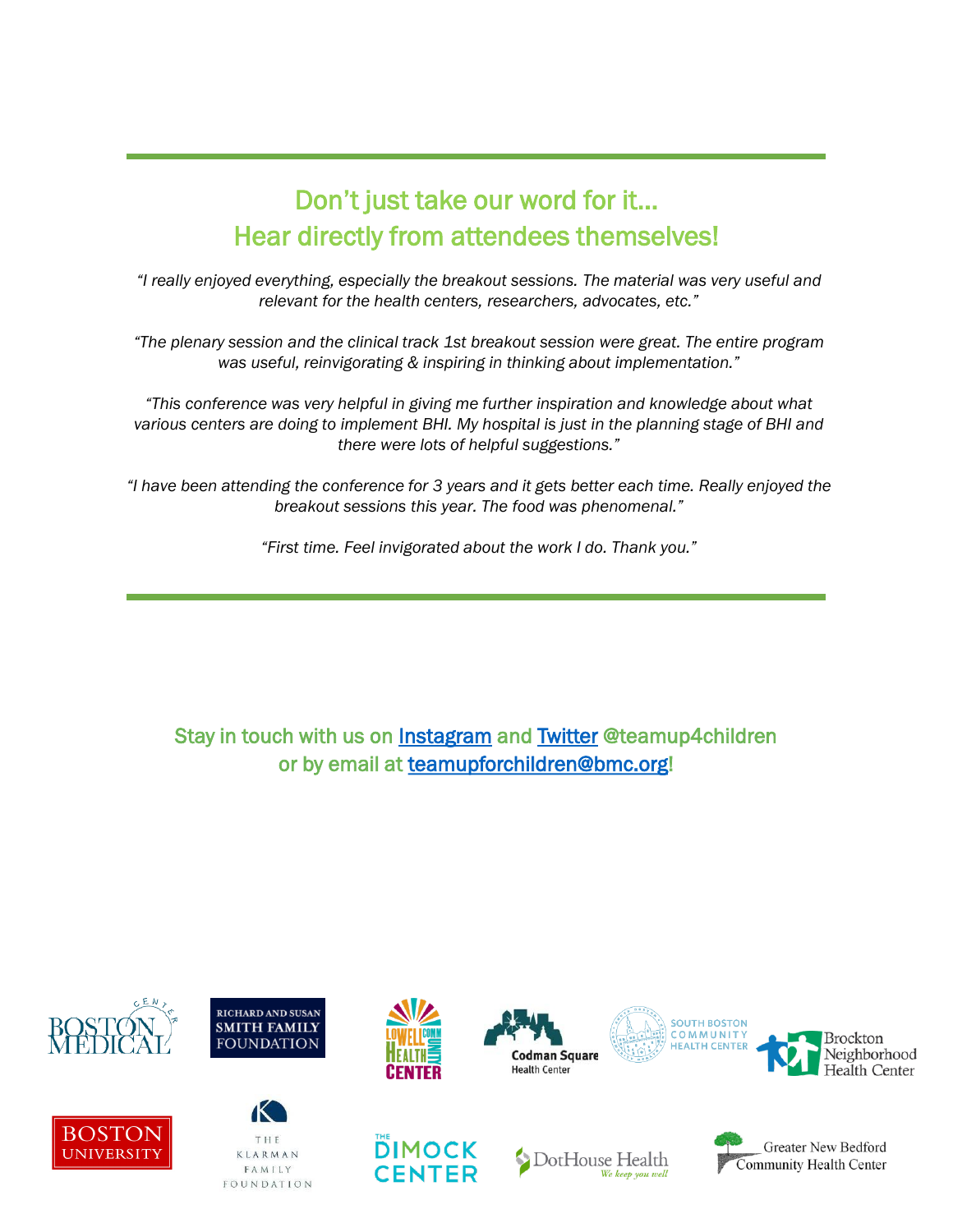## Don't just take our word for it… Hear directly from attendees themselves!

*"I really enjoyed everything, especially the breakout sessions. The material was very useful and relevant for the health centers, researchers, advocates, etc."*

*"The plenary session and the clinical track 1st breakout session were great. The entire program was useful, reinvigorating & inspiring in thinking about implementation."*

*"This conference was very helpful in giving me further inspiration and knowledge about what various centers are doing to implement BHI. My hospital is just in the planning stage of BHI and there were lots of helpful suggestions."*

*"I have been attending the conference for 3 years and it gets better each time. Really enjoyed the breakout sessions this year. The food was phenomenal."*

*"First time. Feel invigorated about the work I do. Thank you."*

Stay in touch with us on [Instagram]() and [Twitter]() @teamup4children or by email at [teamupforchildren@bmc.org](mailto:teamupforchildren@bmc.org)!

Boston Medical Center | Richard and Susan Smith Family Foundation | Lowell Community Health Center | Codman Square Health Center | South Boston Community Health Center | Brockton Neighborhood Health Center

Boston University | The Klarman Family Foundation | The Dimock Center | DotHouse Health – We keep you well | Greater New Bedford Community Health Center